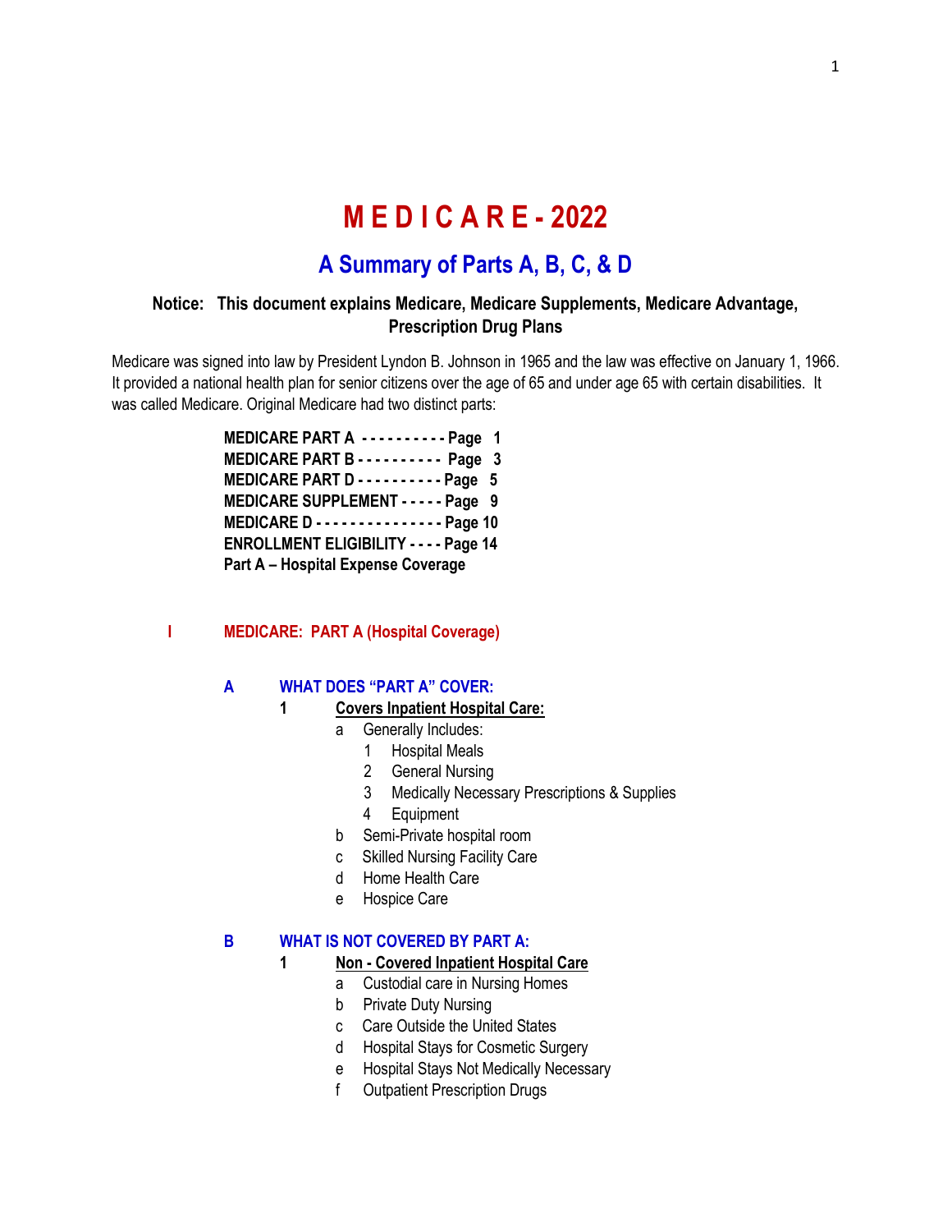# M E D I C A R E - 2022

## A Summary of Parts A, B, C, & D

**Notice: This document explains Medicare, Medicare Supplements, Medicare Advantage, Prescription Drug Plans**

Medicare was signed into law by President Lyndon B. Johnson in 1965 and the law was effective on January 1, 1966. It provided a national health plan for senior citizens over the age of 65 and under age 65 with certain disabilities. It was called Medicare. Original Medicare had two distinct parts:

**MEDICARE PART A - - - - - - - - - - Page 1**
**MEDICARE PART B - - - - - - - - - - Page 3**
**MEDICARE PART D - - - - - - - - - - Page 5**
**MEDICARE SUPPLEMENT - - - - - Page 9**
**MEDICARE D - - - - - - - - - - - - - - - Page 10**
**ENROLLMENT ELIGIBILITY - - - - Page 14**
**Part A – Hospital Expense Coverage**

## I MEDICARE: PART A (Hospital Coverage)

### A WHAT DOES "PART A" COVER:

**1 Covers Inpatient Hospital Care:**

- a Generally Includes:
  1. Hospital Meals
  2. General Nursing
  3. Medically Necessary Prescriptions & Supplies
  4. Equipment
- b Semi-Private hospital room
- c Skilled Nursing Facility Care
- d Home Health Care
- e Hospice Care

### B WHAT IS NOT COVERED BY PART A:

**1 Non - Covered Inpatient Hospital Care**

- a Custodial care in Nursing Homes
- b Private Duty Nursing
- c Care Outside the United States
- d Hospital Stays for Cosmetic Surgery
- e Hospital Stays Not Medically Necessary
- f Outpatient Prescription Drugs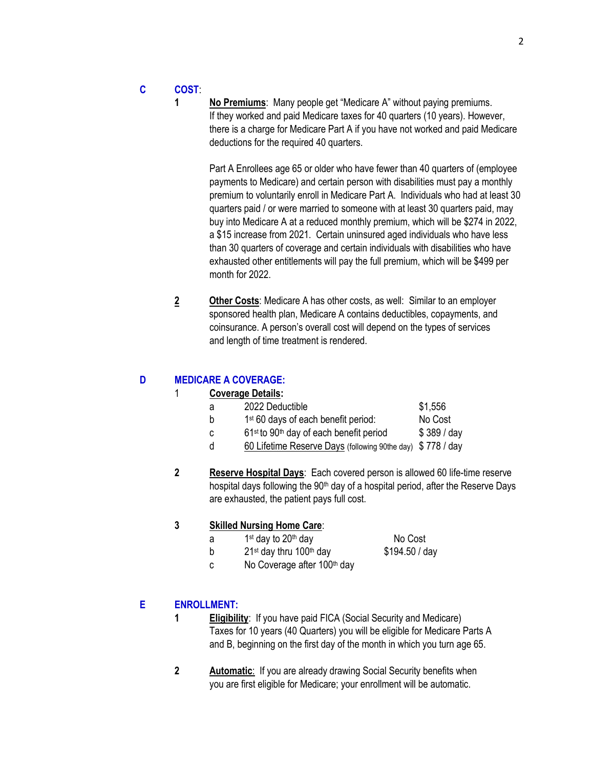## C COST:

**1 No Premiums**: Many people get "Medicare A" without paying premiums. If they worked and paid Medicare taxes for 40 quarters (10 years). However, there is a charge for Medicare Part A if you have not worked and paid Medicare deductions for the required 40 quarters.

Part A Enrollees age 65 or older who have fewer than 40 quarters of (employee payments to Medicare) and certain person with disabilities must pay a monthly premium to voluntarily enroll in Medicare Part A. Individuals who had at least 30 quarters paid / or were married to someone with at least 30 quarters paid, may buy into Medicare A at a reduced monthly premium, which will be $274 in 2022, a $15 increase from 2021. Certain uninsured aged individuals who have less than 30 quarters of coverage and certain individuals with disabilities who have exhausted other entitlements will pay the full premium, which will be $499 per month for 2022.

**2 Other Costs**: Medicare A has other costs, as well: Similar to an employer sponsored health plan, Medicare A contains deductibles, copayments, and coinsurance. A person's overall cost will depend on the types of services and length of time treatment is rendered.

## D MEDICARE A COVERAGE:

1 **Coverage Details:**

| | | |
|---|---|---|
| a | 2022 Deductible | $1,556 |
| b | 1st 60 days of each benefit period: | No Cost |
| c | 61st to 90th day of each benefit period | $ 389 / day |
| d | 60 Lifetime Reserve Days (following 90the day) | $ 778 / day |

**2 Reserve Hospital Days**: Each covered person is allowed 60 life-time reserve hospital days following the 90th day of a hospital period, after the Reserve Days are exhausted, the patient pays full cost.

**3 Skilled Nursing Home Care**:

| | | |
|---|---|---|
| a | 1st day to 20th day | No Cost |
| b | 21st day thru 100th day | $194.50 / day |
| c | No Coverage after 100th day | |

## E ENROLLMENT:

**1 Eligibility**: If you have paid FICA (Social Security and Medicare) Taxes for 10 years (40 Quarters) you will be eligible for Medicare Parts A and B, beginning on the first day of the month in which you turn age 65.

**2 Automatic**: If you are already drawing Social Security benefits when you are first eligible for Medicare; your enrollment will be automatic.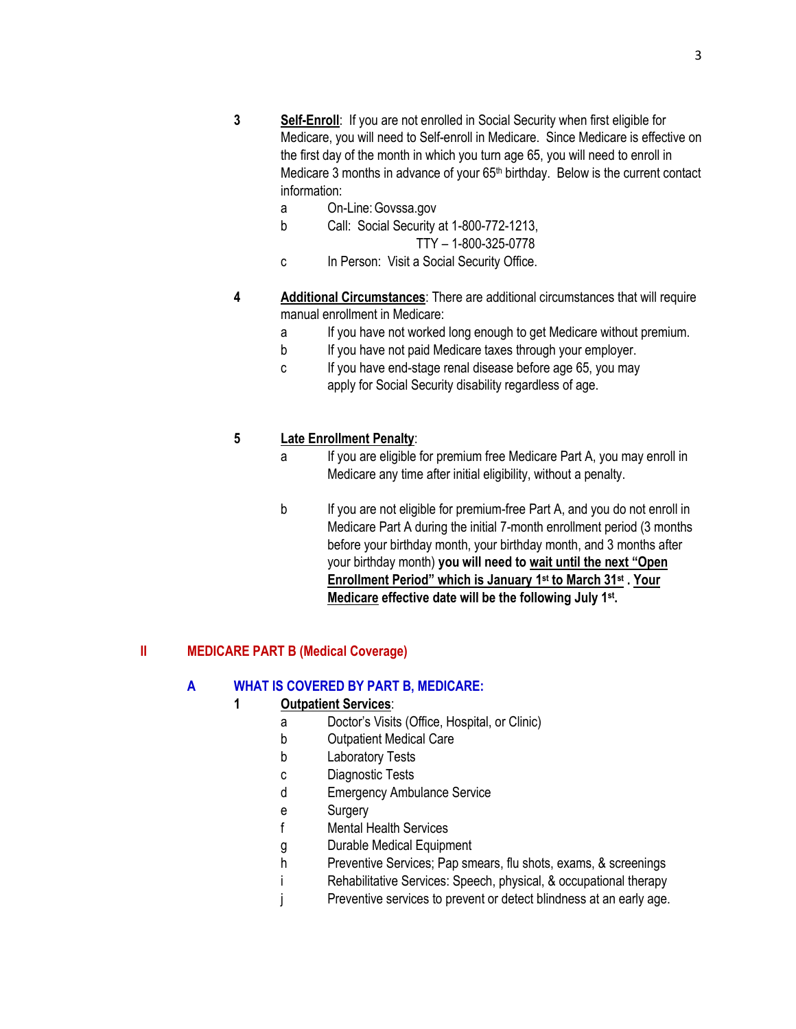3 **Self-Enroll**: If you are not enrolled in Social Security when first eligible for Medicare, you will need to Self-enroll in Medicare. Since Medicare is effective on the first day of the month in which you turn age 65, you will need to enroll in Medicare 3 months in advance of your 65th birthday. Below is the current contact information:

- a On-Line: Govssa.gov
- b Call: Social Security at 1-800-772-1213,
  TTY – 1-800-325-0778
- c In Person: Visit a Social Security Office.

4 **Additional Circumstances**: There are additional circumstances that will require manual enrollment in Medicare:

- a If you have not worked long enough to get Medicare without premium.
- b If you have not paid Medicare taxes through your employer.
- c If you have end-stage renal disease before age 65, you may apply for Social Security disability regardless of age.

5 **Late Enrollment Penalty**:

- a If you are eligible for premium free Medicare Part A, you may enroll in Medicare any time after initial eligibility, without a penalty.

- b If you are not eligible for premium-free Part A, and you do not enroll in Medicare Part A during the initial 7-month enrollment period (3 months before your birthday month, your birthday month, and 3 months after your birthday month) **you will need to wait until the next "Open Enrollment Period" which is January 1st to March 31st . Your Medicare effective date will be the following July 1st.**

## II MEDICARE PART B (Medical Coverage)

### A WHAT IS COVERED BY PART B, MEDICARE:

1 **Outpatient Services**:

- a Doctor's Visits (Office, Hospital, or Clinic)
- b Outpatient Medical Care
- b Laboratory Tests
- c Diagnostic Tests
- d Emergency Ambulance Service
- e Surgery
- f Mental Health Services
- g Durable Medical Equipment
- h Preventive Services; Pap smears, flu shots, exams, & screenings
- i Rehabilitative Services: Speech, physical, & occupational therapy
- j Preventive services to prevent or detect blindness at an early age.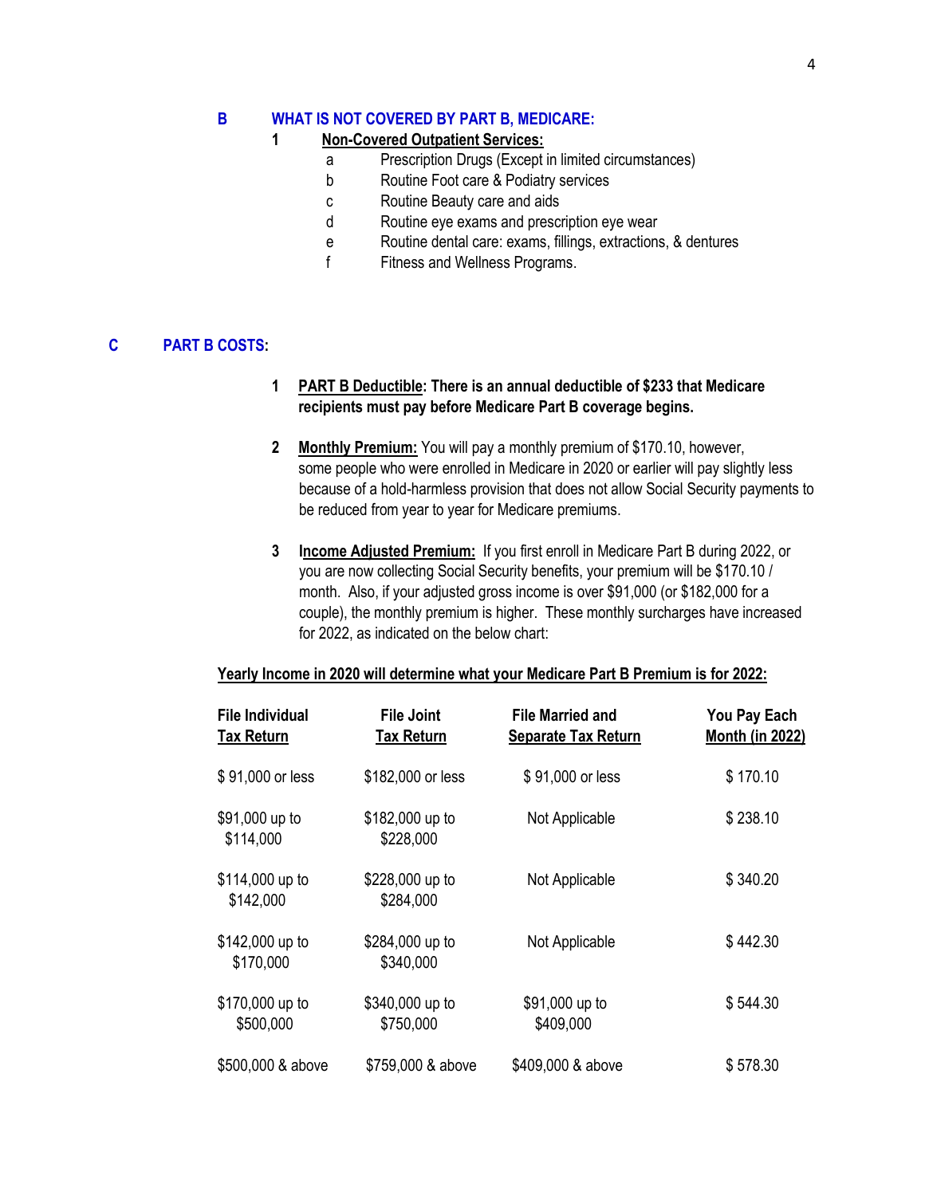## B WHAT IS NOT COVERED BY PART B, MEDICARE:

1. **Non-Covered Outpatient Services:**
   a. Prescription Drugs (Except in limited circumstances)
   b. Routine Foot care & Podiatry services
   c. Routine Beauty care and aids
   d. Routine eye exams and prescription eye wear
   e. Routine dental care: exams, fillings, extractions, & dentures
   f. Fitness and Wellness Programs.

## C PART B COSTS:

1. **PART B Deductible: There is an annual deductible of $233 that Medicare recipients must pay before Medicare Part B coverage begins.**

2. **Monthly Premium:** You will pay a monthly premium of $170.10, however, some people who were enrolled in Medicare in 2020 or earlier will pay slightly less because of a hold-harmless provision that does not allow Social Security payments to be reduced from year to year for Medicare premiums.

3. **Income Adjusted Premium:** If you first enroll in Medicare Part B during 2022, or you are now collecting Social Security benefits, your premium will be $170.10 / month. Also, if your adjusted gross income is over $91,000 (or $182,000 for a couple), the monthly premium is higher. These monthly surcharges have increased for 2022, as indicated on the below chart:

**Yearly Income in 2020 will determine what your Medicare Part B Premium is for 2022:**

| File Individual Tax Return | File Joint Tax Return | File Married and Separate Tax Return | You Pay Each Month (in 2022) |
|---|---|---|---|
| $ 91,000 or less | $182,000 or less | $ 91,000 or less | $ 170.10 |
| $91,000 up to $114,000 | $182,000 up to $228,000 | Not Applicable | $ 238.10 |
| $114,000 up to $142,000 | $228,000 up to $284,000 | Not Applicable | $ 340.20 |
| $142,000 up to $170,000 | $284,000 up to $340,000 | Not Applicable | $ 442.30 |
| $170,000 up to $500,000 | $340,000 up to $750,000 | $91,000 up to $409,000 | $ 544.30 |
| $500,000 & above | $759,000 & above | $409,000 & above | $ 578.30 |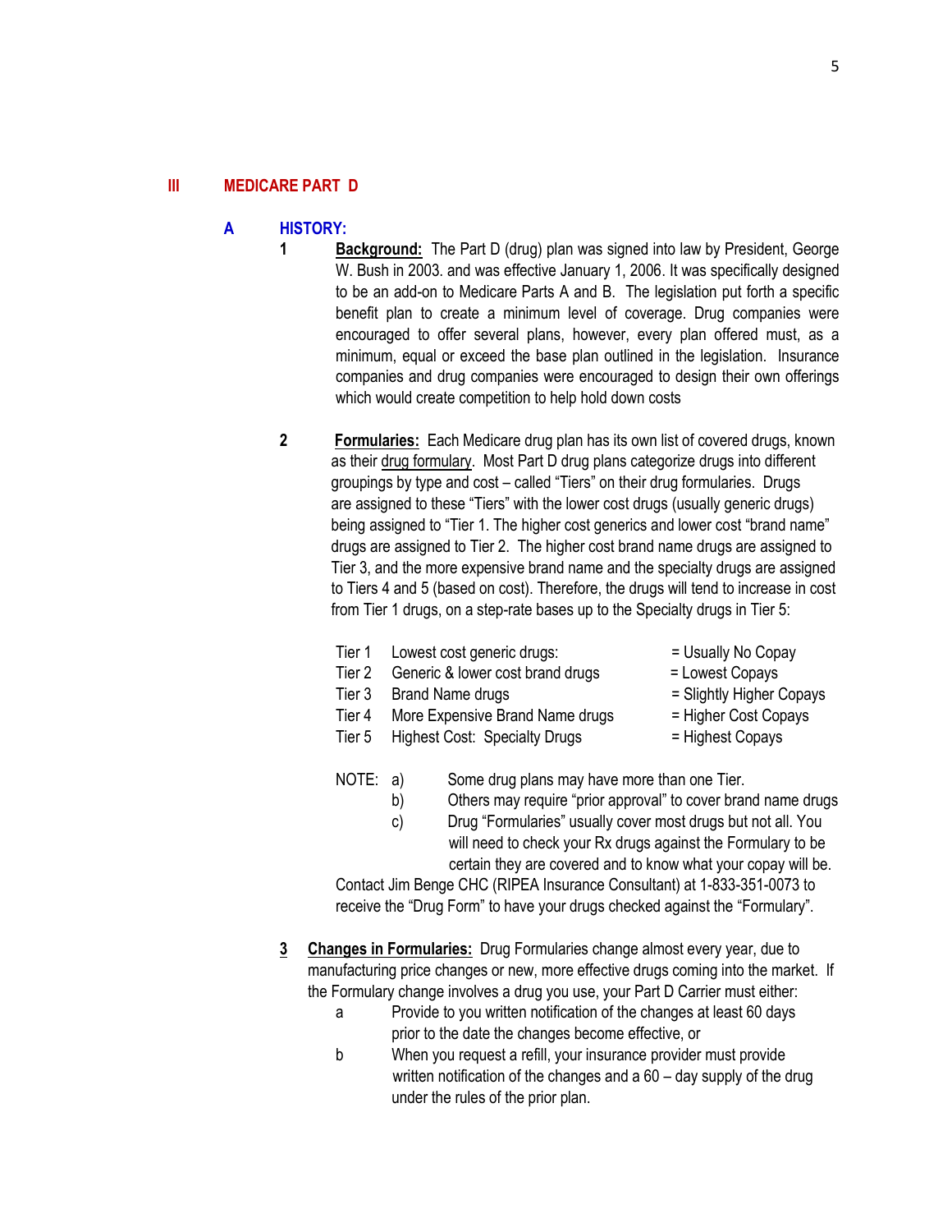## III MEDICARE PART D

### A HISTORY:

1. **<u>Background:</u>** The Part D (drug) plan was signed into law by President, George W. Bush in 2003. and was effective January 1, 2006. It was specifically designed to be an add-on to Medicare Parts A and B. The legislation put forth a specific benefit plan to create a minimum level of coverage. Drug companies were encouraged to offer several plans, however, every plan offered must, as a minimum, equal or exceed the base plan outlined in the legislation. Insurance companies and drug companies were encouraged to design their own offerings which would create competition to help hold down costs

2. **<u>Formularies:</u>** Each Medicare drug plan has its own list of covered drugs, known as their <u>drug formulary</u>. Most Part D drug plans categorize drugs into different groupings by type and cost – called "Tiers" on their drug formularies. Drugs are assigned to these "Tiers" with the lower cost drugs (usually generic drugs) being assigned to "Tier 1. The higher cost generics and lower cost "brand name" drugs are assigned to Tier 2. The higher cost brand name drugs are assigned to Tier 3, and the more expensive brand name and the specialty drugs are assigned to Tiers 4 and 5 (based on cost). Therefore, the drugs will tend to increase in cost from Tier 1 drugs, on a step-rate bases up to the Specialty drugs in Tier 5:

| | | |
|---|---|---|
| Tier 1 | Lowest cost generic drugs: | = Usually No Copay |
| Tier 2 | Generic & lower cost brand drugs | = Lowest Copays |
| Tier 3 | Brand Name drugs | = Slightly Higher Copays |
| Tier 4 | More Expensive Brand Name drugs | = Higher Cost Copays |
| Tier 5 | Highest Cost: Specialty Drugs | = Highest Copays |

NOTE:
a) Some drug plans may have more than one Tier.
b) Others may require "prior approval" to cover brand name drugs
c) Drug "Formularies" usually cover most drugs but not all. You will need to check your Rx drugs against the Formulary to be certain they are covered and to know what your copay will be.

Contact Jim Benge CHC (RIPEA Insurance Consultant) at 1-833-351-0073 to receive the "Drug Form" to have your drugs checked against the "Formulary".

3. **<u>Changes in Formularies:</u>** Drug Formularies change almost every year, due to manufacturing price changes or new, more effective drugs coming into the market. If the Formulary change involves a drug you use, your Part D Carrier must either:
   - a Provide to you written notification of the changes at least 60 days prior to the date the changes become effective, or
   - b When you request a refill, your insurance provider must provide written notification of the changes and a 60 – day supply of the drug under the rules of the prior plan.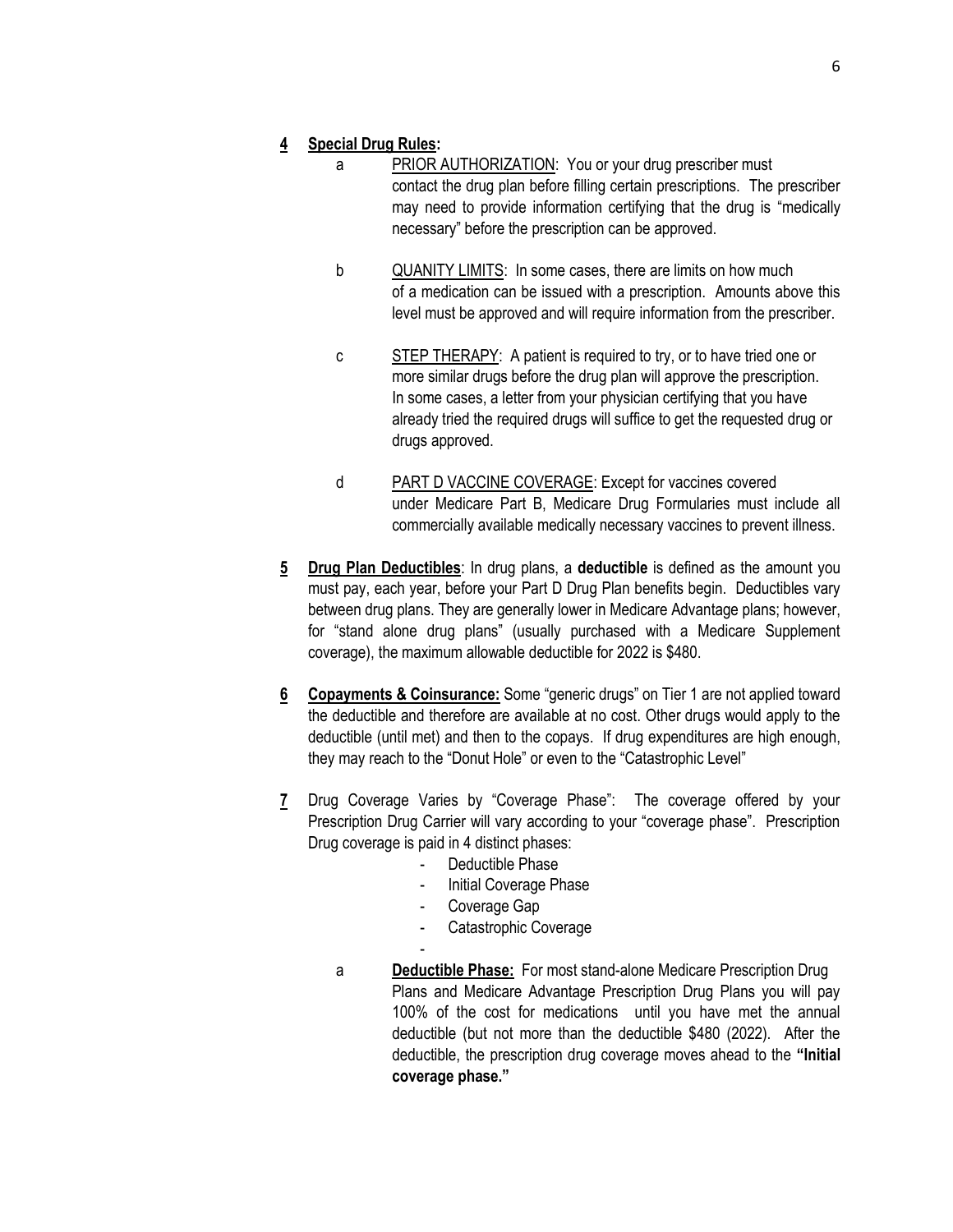**4** **Special Drug Rules:**

a PRIOR AUTHORIZATION: You or your drug prescriber must contact the drug plan before filling certain prescriptions. The prescriber may need to provide information certifying that the drug is "medically necessary" before the prescription can be approved.

b QUANITY LIMITS: In some cases, there are limits on how much of a medication can be issued with a prescription. Amounts above this level must be approved and will require information from the prescriber.

c STEP THERAPY: A patient is required to try, or to have tried one or more similar drugs before the drug plan will approve the prescription. In some cases, a letter from your physician certifying that you have already tried the required drugs will suffice to get the requested drug or drugs approved.

d PART D VACCINE COVERAGE: Except for vaccines covered under Medicare Part B, Medicare Drug Formularies must include all commercially available medically necessary vaccines to prevent illness.

**5** **Drug Plan Deductibles**: In drug plans, a **deductible** is defined as the amount you must pay, each year, before your Part D Drug Plan benefits begin. Deductibles vary between drug plans. They are generally lower in Medicare Advantage plans; however, for "stand alone drug plans" (usually purchased with a Medicare Supplement coverage), the maximum allowable deductible for 2022 is $480.

**6** **Copayments & Coinsurance:** Some "generic drugs" on Tier 1 are not applied toward the deductible and therefore are available at no cost. Other drugs would apply to the deductible (until met) and then to the copays. If drug expenditures are high enough, they may reach to the "Donut Hole" or even to the "Catastrophic Level"

**7** Drug Coverage Varies by "Coverage Phase": The coverage offered by your Prescription Drug Carrier will vary according to your "coverage phase". Prescription Drug coverage is paid in 4 distinct phases:

- Deductible Phase
- Initial Coverage Phase
- Coverage Gap
- Catastrophic Coverage

a **Deductible Phase:** For most stand-alone Medicare Prescription Drug Plans and Medicare Advantage Prescription Drug Plans you will pay 100% of the cost for medications until you have met the annual deductible (but not more than the deductible $480 (2022). After the deductible, the prescription drug coverage moves ahead to the **"Initial coverage phase."**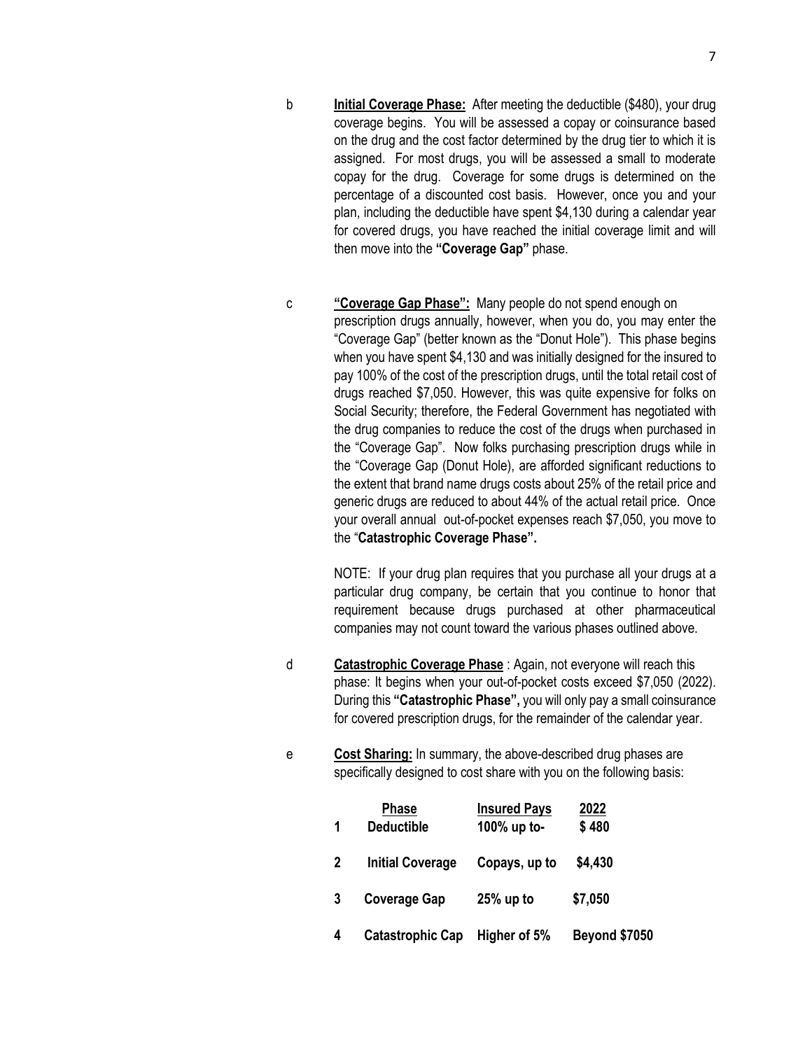b **Initial Coverage Phase:** After meeting the deductible ($480), your drug coverage begins. You will be assessed a copay or coinsurance based on the drug and the cost factor determined by the drug tier to which it is assigned. For most drugs, you will be assessed a small to moderate copay for the drug. Coverage for some drugs is determined on the percentage of a discounted cost basis. However, once you and your plan, including the deductible have spent $4,130 during a calendar year for covered drugs, you have reached the initial coverage limit and will then move into the **"Coverage Gap"** phase.

c **"Coverage Gap Phase":** Many people do not spend enough on prescription drugs annually, however, when you do, you may enter the "Coverage Gap" (better known as the "Donut Hole"). This phase begins when you have spent $4,130 and was initially designed for the insured to pay 100% of the cost of the prescription drugs, until the total retail cost of drugs reached $7,050. However, this was quite expensive for folks on Social Security; therefore, the Federal Government has negotiated with the drug companies to reduce the cost of the drugs when purchased in the "Coverage Gap". Now folks purchasing prescription drugs while in the "Coverage Gap (Donut Hole), are afforded significant reductions to the extent that brand name drugs costs about 25% of the retail price and generic drugs are reduced to about 44% of the actual retail price. Once your overall annual out-of-pocket expenses reach $7,050, you move to the "**Catastrophic Coverage Phase".**

NOTE: If your drug plan requires that you purchase all your drugs at a particular drug company, be certain that you continue to honor that requirement because drugs purchased at other pharmaceutical companies may not count toward the various phases outlined above.

d **Catastrophic Coverage Phase** : Again, not everyone will reach this phase: It begins when your out-of-pocket costs exceed $7,050 (2022). During this **"Catastrophic Phase",** you will only pay a small coinsurance for covered prescription drugs, for the remainder of the calendar year.

e **Cost Sharing:** In summary, the above-described drug phases are specifically designed to cost share with you on the following basis:

| | Phase | Insured Pays | 2022 |
|---|---|---|---|
| **1** | **Deductible** | **100% up to-** | **$ 480** |
| **2** | **Initial Coverage** | **Copays, up to** | **$4,430** |
| **3** | **Coverage Gap** | **25% up to** | **$7,050** |
| **4** | **Catastrophic Cap** | **Higher of 5%** | **Beyond $7050** |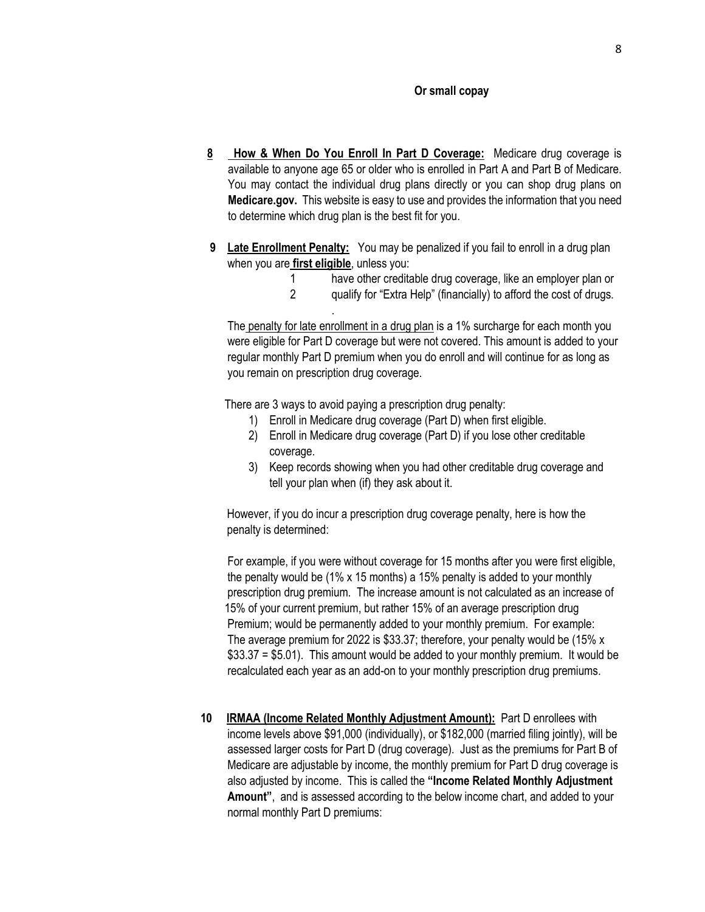**Or small copay**

**8 How & When Do You Enroll In Part D Coverage:** Medicare drug coverage is available to anyone age 65 or older who is enrolled in Part A and Part B of Medicare. You may contact the individual drug plans directly or you can shop drug plans on **Medicare.gov.** This website is easy to use and provides the information that you need to determine which drug plan is the best fit for you.

**9 Late Enrollment Penalty:** You may be penalized if you fail to enroll in a drug plan when you are **first eligible**, unless you:

1. have other creditable drug coverage, like an employer plan or
2. qualify for "Extra Help" (financially) to afford the cost of drugs.

The penalty for late enrollment in a drug plan is a 1% surcharge for each month you were eligible for Part D coverage but were not covered. This amount is added to your regular monthly Part D premium when you do enroll and will continue for as long as you remain on prescription drug coverage.

There are 3 ways to avoid paying a prescription drug penalty:

1) Enroll in Medicare drug coverage (Part D) when first eligible.
2) Enroll in Medicare drug coverage (Part D) if you lose other creditable coverage.
3) Keep records showing when you had other creditable drug coverage and tell your plan when (if) they ask about it.

However, if you do incur a prescription drug coverage penalty, here is how the penalty is determined:

For example, if you were without coverage for 15 months after you were first eligible, the penalty would be (1% x 15 months) a 15% penalty is added to your monthly prescription drug premium. The increase amount is not calculated as an increase of 15% of your current premium, but rather 15% of an average prescription drug Premium; would be permanently added to your monthly premium. For example: The average premium for 2022 is $33.37; therefore, your penalty would be (15% x $33.37 = $5.01). This amount would be added to your monthly premium. It would be recalculated each year as an add-on to your monthly prescription drug premiums.

**10 IRMAA (Income Related Monthly Adjustment Amount):** Part D enrollees with income levels above $91,000 (individually), or $182,000 (married filing jointly), will be assessed larger costs for Part D (drug coverage). Just as the premiums for Part B of Medicare are adjustable by income, the monthly premium for Part D drug coverage is also adjusted by income. This is called the **"Income Related Monthly Adjustment Amount"**, and is assessed according to the below income chart, and added to your normal monthly Part D premiums: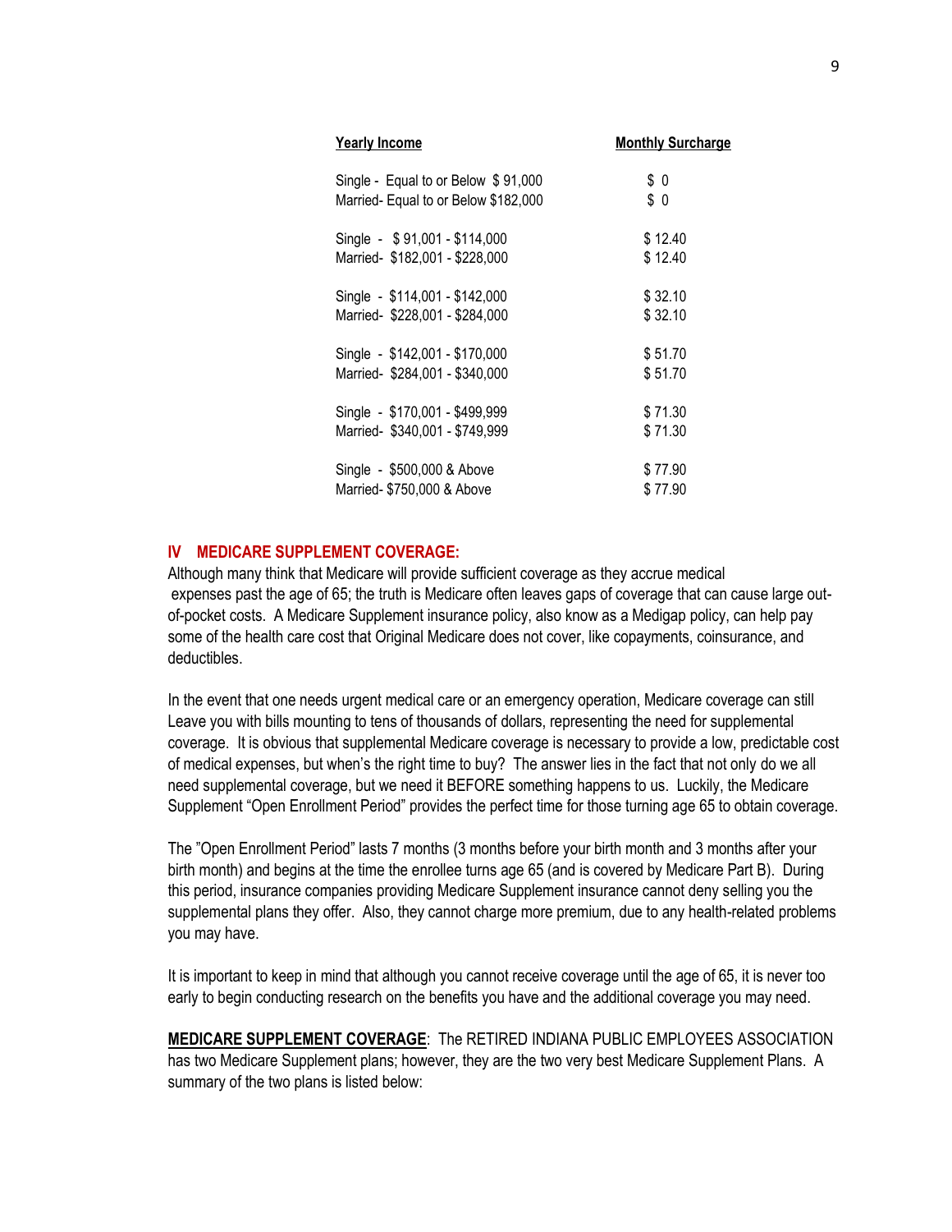| Yearly Income | Monthly Surcharge |
|---|---|
| Single - Equal to or Below $ 91,000 | $ 0 |
| Married- Equal to or Below $182,000 | $ 0 |
| Single - $ 91,001 - $114,000 | $ 12.40 |
| Married- $182,001 - $228,000 | $ 12.40 |
| Single - $114,001 - $142,000 | $ 32.10 |
| Married- $228,001 - $284,000 | $ 32.10 |
| Single - $142,001 - $170,000 | $ 51.70 |
| Married- $284,001 - $340,000 | $ 51.70 |
| Single - $170,001 - $499,999 | $ 71.30 |
| Married- $340,001 - $749,999 | $ 71.30 |
| Single - $500,000 & Above | $ 77.90 |
| Married- $750,000 & Above | $ 77.90 |

## IV MEDICARE SUPPLEMENT COVERAGE:

Although many think that Medicare will provide sufficient coverage as they accrue medical expenses past the age of 65; the truth is Medicare often leaves gaps of coverage that can cause large out-of-pocket costs. A Medicare Supplement insurance policy, also know as a Medigap policy, can help pay some of the health care cost that Original Medicare does not cover, like copayments, coinsurance, and deductibles.

In the event that one needs urgent medical care or an emergency operation, Medicare coverage can still Leave you with bills mounting to tens of thousands of dollars, representing the need for supplemental coverage. It is obvious that supplemental Medicare coverage is necessary to provide a low, predictable cost of medical expenses, but when's the right time to buy? The answer lies in the fact that not only do we all need supplemental coverage, but we need it BEFORE something happens to us. Luckily, the Medicare Supplement "Open Enrollment Period" provides the perfect time for those turning age 65 to obtain coverage.

The "Open Enrollment Period" lasts 7 months (3 months before your birth month and 3 months after your birth month) and begins at the time the enrollee turns age 65 (and is covered by Medicare Part B). During this period, insurance companies providing Medicare Supplement insurance cannot deny selling you the supplemental plans they offer. Also, they cannot charge more premium, due to any health-related problems you may have.

It is important to keep in mind that although you cannot receive coverage until the age of 65, it is never too early to begin conducting research on the benefits you have and the additional coverage you may need.

**MEDICARE SUPPLEMENT COVERAGE**: The RETIRED INDIANA PUBLIC EMPLOYEES ASSOCIATION has two Medicare Supplement plans; however, they are the two very best Medicare Supplement Plans. A summary of the two plans is listed below: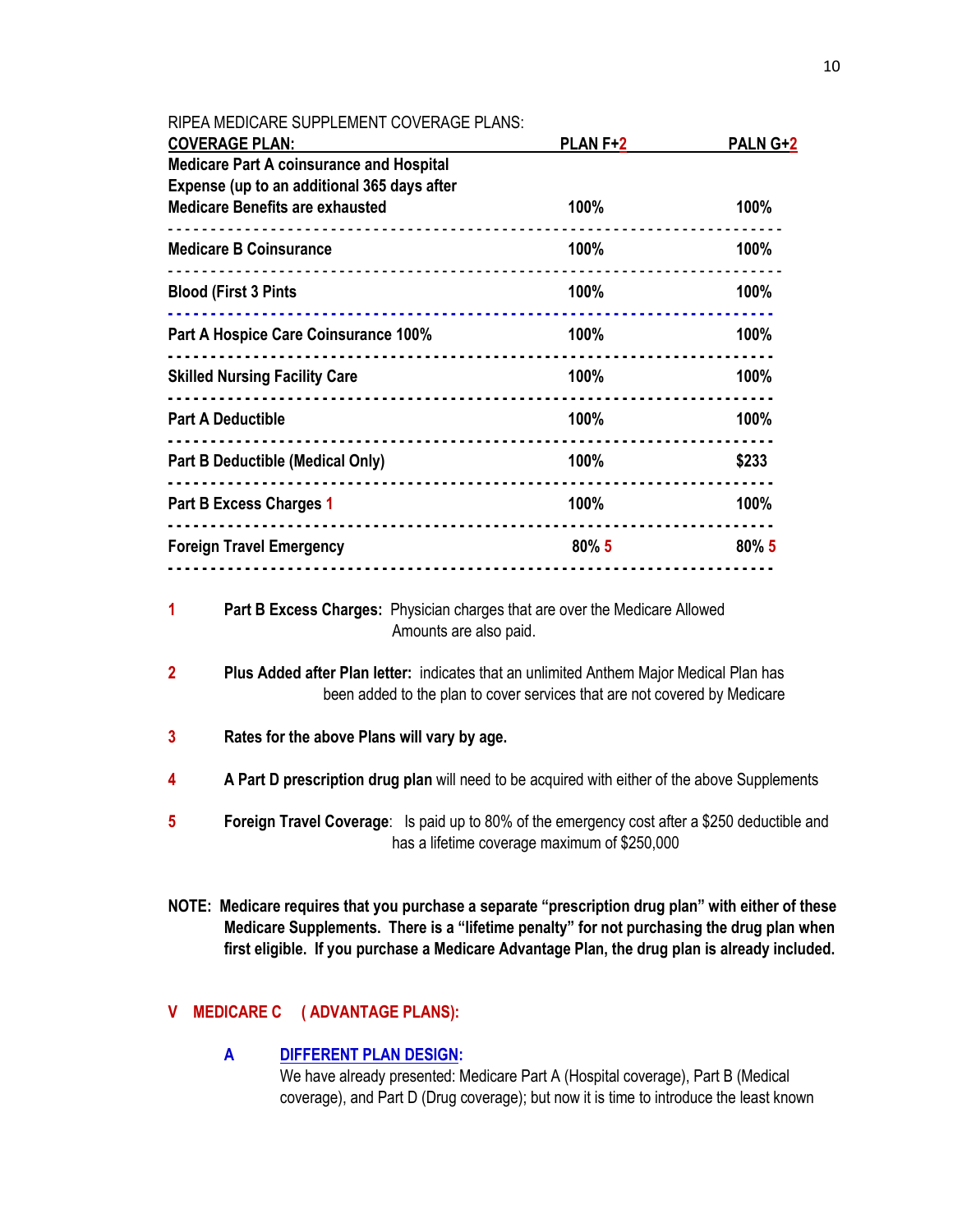RIPEA MEDICARE SUPPLEMENT COVERAGE PLANS:

| COVERAGE PLAN: | PLAN F+2 | PALN G+2 |
|---|---|---|
| **Medicare Part A coinsurance and Hospital Expense (up to an additional 365 days after Medicare Benefits are exhausted** | **100%** | **100%** |
| **Medicare B Coinsurance** | **100%** | **100%** |
| **Blood (First 3 Pints** | **100%** | **100%** |
| **Part A Hospice Care Coinsurance 100%** | **100%** | **100%** |
| **Skilled Nursing Facility Care** | **100%** | **100%** |
| **Part A Deductible** | **100%** | **100%** |
| **Part B Deductible (Medical Only)** | **100%** | **$233** |
| **Part B Excess Charges 1** | **100%** | **100%** |
| **Foreign Travel Emergency** | **80% 5** | **80% 5** |

1 **Part B Excess Charges:** Physician charges that are over the Medicare Allowed Amounts are also paid.

2 **Plus Added after Plan letter:** indicates that an unlimited Anthem Major Medical Plan has been added to the plan to cover services that are not covered by Medicare

3 **Rates for the above Plans will vary by age.**

4 **A Part D prescription drug plan** will need to be acquired with either of the above Supplements

5 **Foreign Travel Coverage**: Is paid up to 80% of the emergency cost after a $250 deductible and has a lifetime coverage maximum of $250,000

**NOTE: Medicare requires that you purchase a separate "prescription drug plan" with either of these Medicare Supplements. There is a "lifetime penalty" for not purchasing the drug plan when first eligible. If you purchase a Medicare Advantage Plan, the drug plan is already included.**

## V MEDICARE C ( ADVANTAGE PLANS):

### A DIFFERENT PLAN DESIGN:

We have already presented: Medicare Part A (Hospital coverage), Part B (Medical coverage), and Part D (Drug coverage); but now it is time to introduce the least known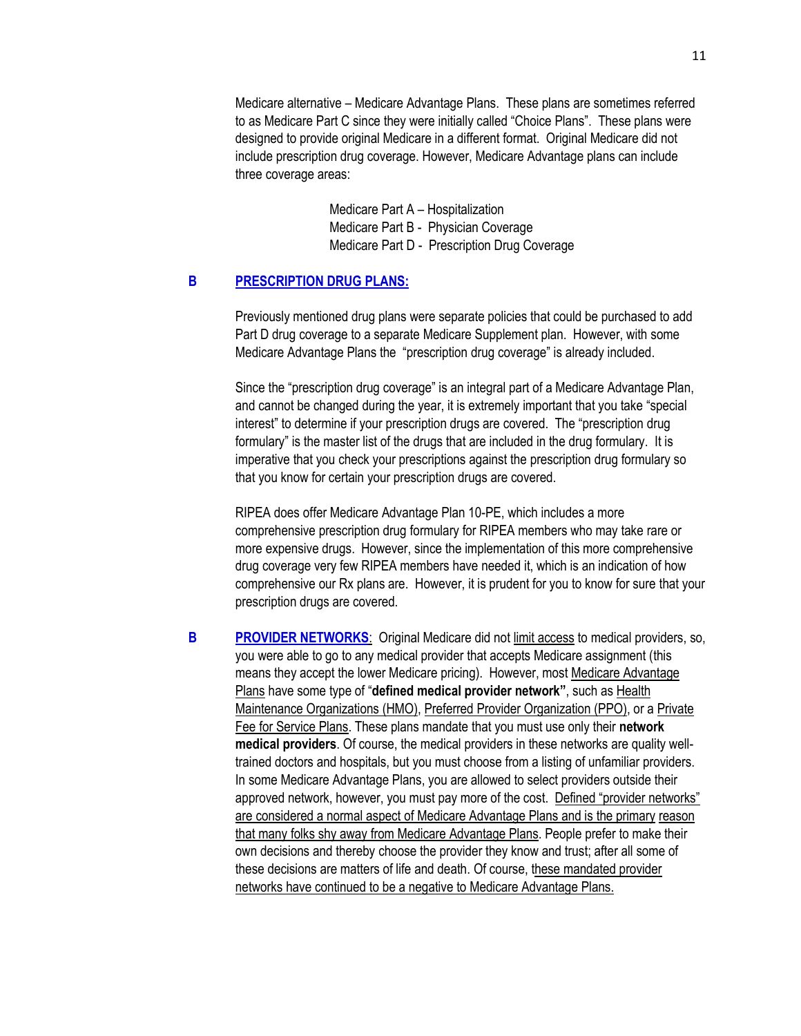Medicare alternative – Medicare Advantage Plans. These plans are sometimes referred to as Medicare Part C since they were initially called "Choice Plans". These plans were designed to provide original Medicare in a different format. Original Medicare did not include prescription drug coverage. However, Medicare Advantage plans can include three coverage areas:

Medicare Part A – Hospitalization
Medicare Part B - Physician Coverage
Medicare Part D - Prescription Drug Coverage

**B** **PRESCRIPTION DRUG PLANS:**

Previously mentioned drug plans were separate policies that could be purchased to add Part D drug coverage to a separate Medicare Supplement plan. However, with some Medicare Advantage Plans the "prescription drug coverage" is already included.

Since the "prescription drug coverage" is an integral part of a Medicare Advantage Plan, and cannot be changed during the year, it is extremely important that you take "special interest" to determine if your prescription drugs are covered. The "prescription drug formulary" is the master list of the drugs that are included in the drug formulary. It is imperative that you check your prescriptions against the prescription drug formulary so that you know for certain your prescription drugs are covered.

RIPEA does offer Medicare Advantage Plan 10-PE, which includes a more comprehensive prescription drug formulary for RIPEA members who may take rare or more expensive drugs. However, since the implementation of this more comprehensive drug coverage very few RIPEA members have needed it, which is an indication of how comprehensive our Rx plans are. However, it is prudent for you to know for sure that your prescription drugs are covered.

**B** **PROVIDER NETWORKS**: Original Medicare did not limit access to medical providers, so, you were able to go to any medical provider that accepts Medicare assignment (this means they accept the lower Medicare pricing). However, most Medicare Advantage Plans have some type of "**defined medical provider network"**, such as Health Maintenance Organizations (HMO), Preferred Provider Organization (PPO), or a Private Fee for Service Plans. These plans mandate that you must use only their **network medical providers**. Of course, the medical providers in these networks are quality well-trained doctors and hospitals, but you must choose from a listing of unfamiliar providers. In some Medicare Advantage Plans, you are allowed to select providers outside their approved network, however, you must pay more of the cost. Defined "provider networks" are considered a normal aspect of Medicare Advantage Plans and is the primary reason that many folks shy away from Medicare Advantage Plans. People prefer to make their own decisions and thereby choose the provider they know and trust; after all some of these decisions are matters of life and death. Of course, these mandated provider networks have continued to be a negative to Medicare Advantage Plans.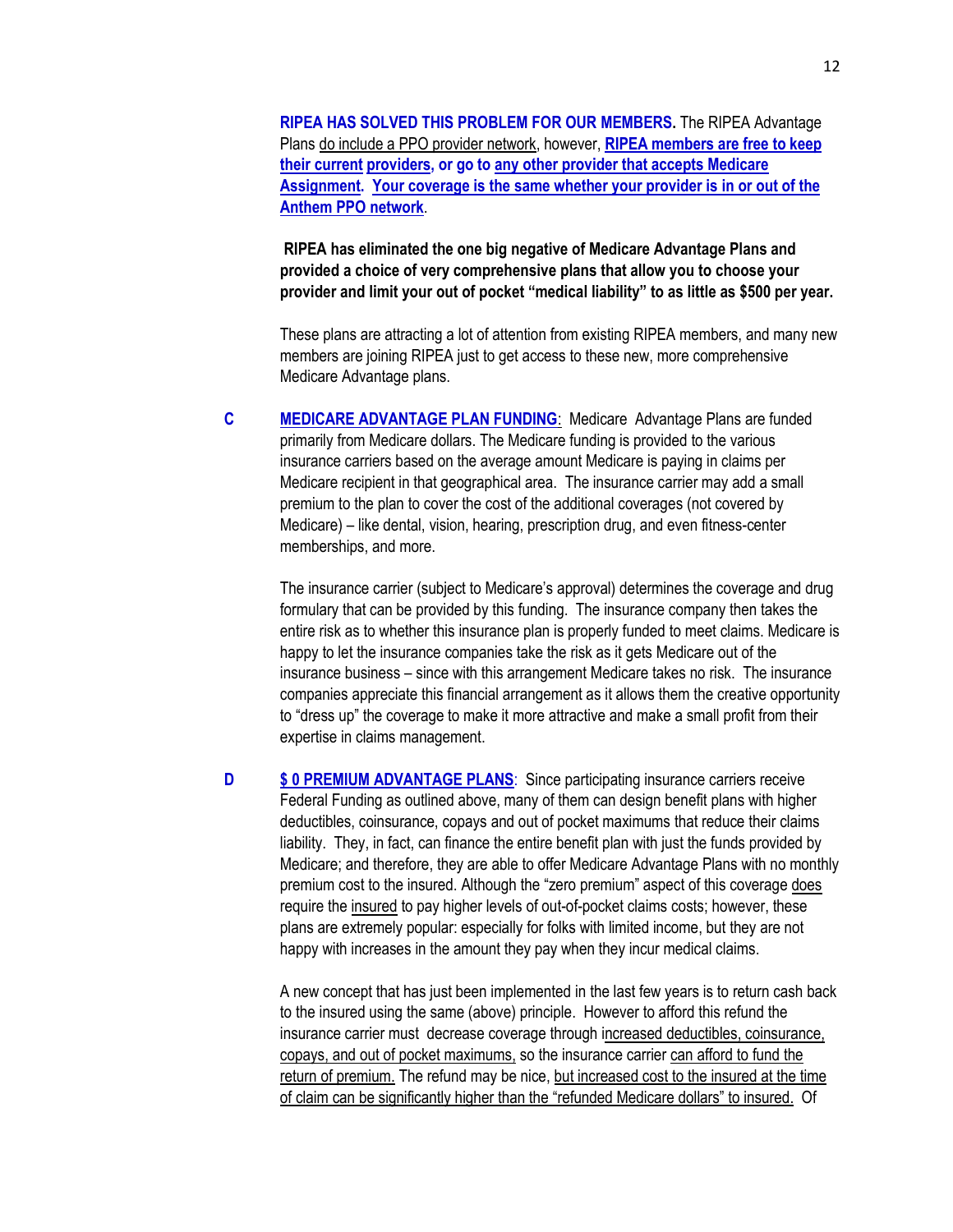**RIPEA HAS SOLVED THIS PROBLEM FOR OUR MEMBERS.** The RIPEA Advantage Plans do include a PPO provider network, however, **RIPEA members are free to keep their current providers, or go to any other provider that accepts Medicare Assignment. Your coverage is the same whether your provider is in or out of the Anthem PPO network**.

**RIPEA has eliminated the one big negative of Medicare Advantage Plans and provided a choice of very comprehensive plans that allow you to choose your provider and limit your out of pocket "medical liability" to as little as $500 per year.**

These plans are attracting a lot of attention from existing RIPEA members, and many new members are joining RIPEA just to get access to these new, more comprehensive Medicare Advantage plans.

**C** **MEDICARE ADVANTAGE PLAN FUNDING**: Medicare Advantage Plans are funded primarily from Medicare dollars. The Medicare funding is provided to the various insurance carriers based on the average amount Medicare is paying in claims per Medicare recipient in that geographical area. The insurance carrier may add a small premium to the plan to cover the cost of the additional coverages (not covered by Medicare) – like dental, vision, hearing, prescription drug, and even fitness-center memberships, and more.

The insurance carrier (subject to Medicare's approval) determines the coverage and drug formulary that can be provided by this funding. The insurance company then takes the entire risk as to whether this insurance plan is properly funded to meet claims. Medicare is happy to let the insurance companies take the risk as it gets Medicare out of the insurance business – since with this arrangement Medicare takes no risk. The insurance companies appreciate this financial arrangement as it allows them the creative opportunity to "dress up" the coverage to make it more attractive and make a small profit from their expertise in claims management.

**D** **$ 0 PREMIUM ADVANTAGE PLANS**: Since participating insurance carriers receive Federal Funding as outlined above, many of them can design benefit plans with higher deductibles, coinsurance, copays and out of pocket maximums that reduce their claims liability. They, in fact, can finance the entire benefit plan with just the funds provided by Medicare; and therefore, they are able to offer Medicare Advantage Plans with no monthly premium cost to the insured. Although the "zero premium" aspect of this coverage does require the insured to pay higher levels of out-of-pocket claims costs; however, these plans are extremely popular: especially for folks with limited income, but they are not happy with increases in the amount they pay when they incur medical claims.

A new concept that has just been implemented in the last few years is to return cash back to the insured using the same (above) principle. However to afford this refund the insurance carrier must decrease coverage through increased deductibles, coinsurance, copays, and out of pocket maximums, so the insurance carrier can afford to fund the return of premium. The refund may be nice, but increased cost to the insured at the time of claim can be significantly higher than the "refunded Medicare dollars" to insured. Of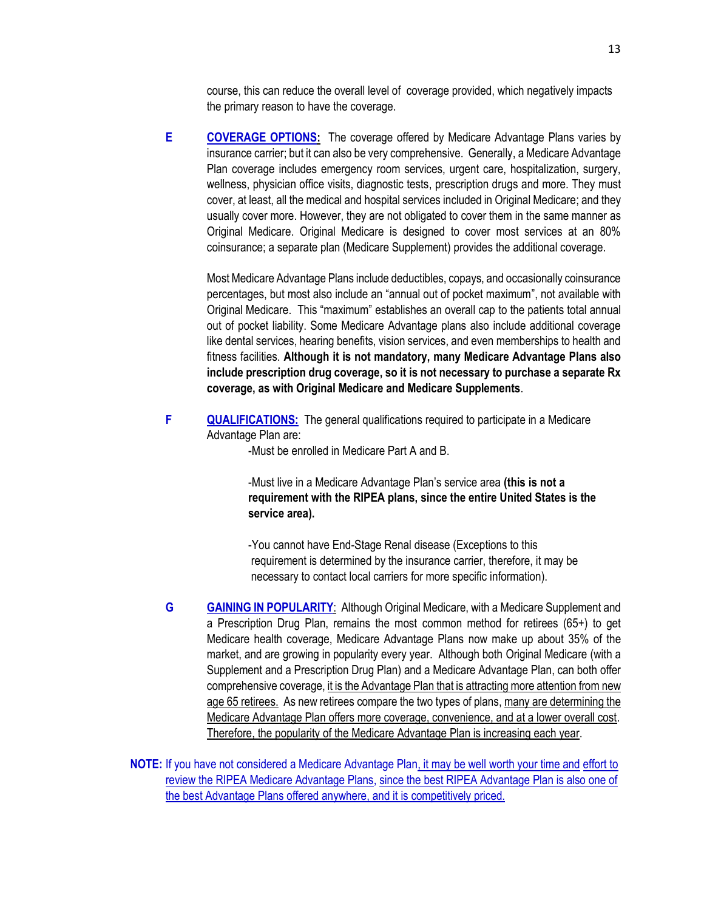course, this can reduce the overall level of coverage provided, which negatively impacts the primary reason to have the coverage.

**E** **COVERAGE OPTIONS:** The coverage offered by Medicare Advantage Plans varies by insurance carrier; but it can also be very comprehensive. Generally, a Medicare Advantage Plan coverage includes emergency room services, urgent care, hospitalization, surgery, wellness, physician office visits, diagnostic tests, prescription drugs and more. They must cover, at least, all the medical and hospital services included in Original Medicare; and they usually cover more. However, they are not obligated to cover them in the same manner as Original Medicare. Original Medicare is designed to cover most services at an 80% coinsurance; a separate plan (Medicare Supplement) provides the additional coverage.

Most Medicare Advantage Plans include deductibles, copays, and occasionally coinsurance percentages, but most also include an "annual out of pocket maximum", not available with Original Medicare. This "maximum" establishes an overall cap to the patients total annual out of pocket liability. Some Medicare Advantage plans also include additional coverage like dental services, hearing benefits, vision services, and even memberships to health and fitness facilities. **Although it is not mandatory, many Medicare Advantage Plans also include prescription drug coverage, so it is not necessary to purchase a separate Rx coverage, as with Original Medicare and Medicare Supplements**.

**F** **QUALIFICATIONS:** The general qualifications required to participate in a Medicare Advantage Plan are:

- Must be enrolled in Medicare Part A and B.
- Must live in a Medicare Advantage Plan's service area **(this is not a requirement with the RIPEA plans, since the entire United States is the service area).**
- You cannot have End-Stage Renal disease (Exceptions to this requirement is determined by the insurance carrier, therefore, it may be necessary to contact local carriers for more specific information).

**G** **GAINING IN POPULARITY**: Although Original Medicare, with a Medicare Supplement and a Prescription Drug Plan, remains the most common method for retirees (65+) to get Medicare health coverage, Medicare Advantage Plans now make up about 35% of the market, and are growing in popularity every year. Although both Original Medicare (with a Supplement and a Prescription Drug Plan) and a Medicare Advantage Plan, can both offer comprehensive coverage, it is the Advantage Plan that is attracting more attention from new age 65 retirees. As new retirees compare the two types of plans, many are determining the Medicare Advantage Plan offers more coverage, convenience, and at a lower overall cost. Therefore, the popularity of the Medicare Advantage Plan is increasing each year.

**NOTE:** If you have not considered a Medicare Advantage Plan, it may be well worth your time and effort to review the RIPEA Medicare Advantage Plans, since the best RIPEA Advantage Plan is also one of the best Advantage Plans offered anywhere, and it is competitively priced.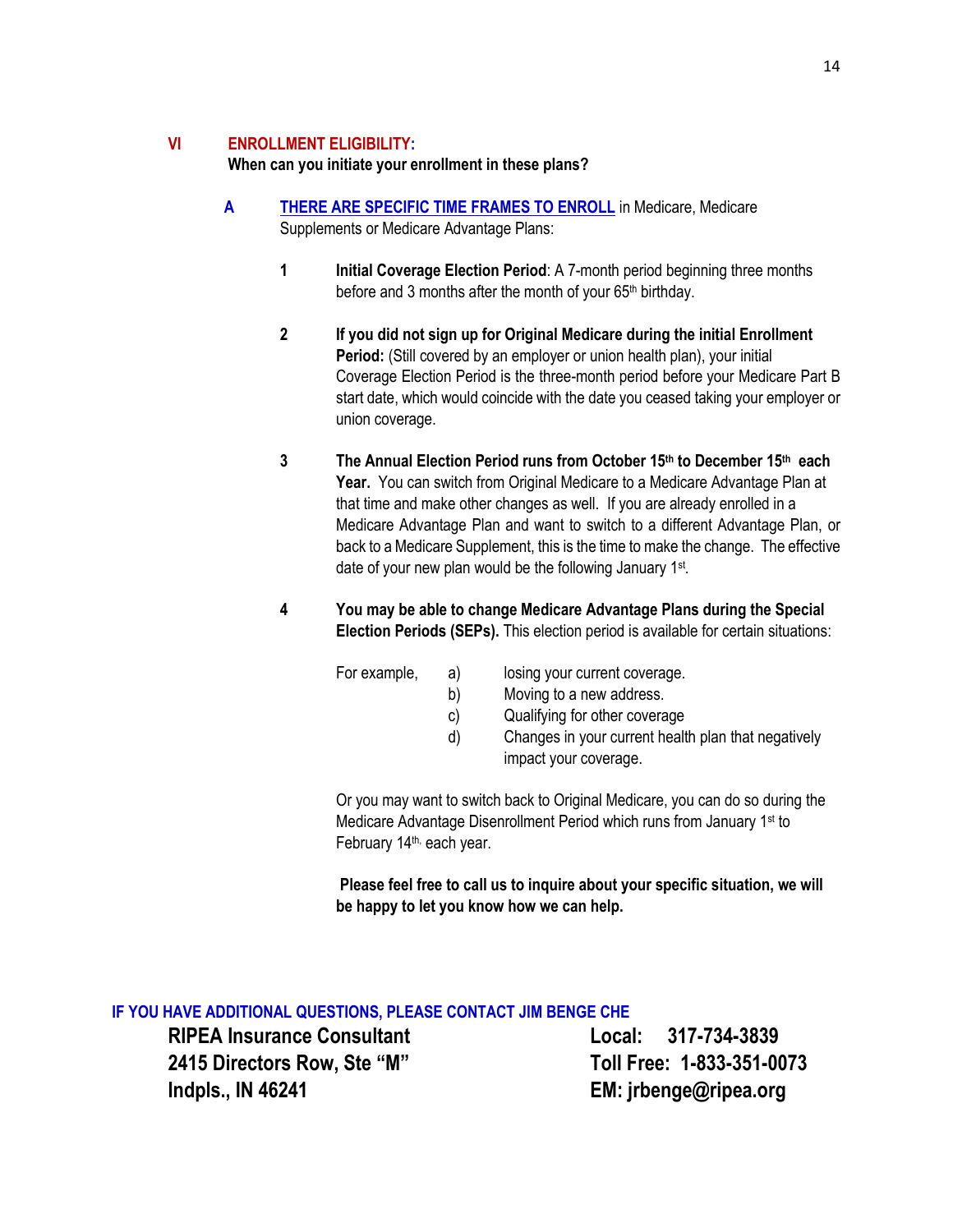## VI ENROLLMENT ELIGIBILITY:

**When can you initiate your enrollment in these plans?**

**A** **THERE ARE SPECIFIC TIME FRAMES TO ENROLL** in Medicare, Medicare Supplements or Medicare Advantage Plans:

1. **Initial Coverage Election Period**: A 7-month period beginning three months before and 3 months after the month of your 65th birthday.

2. **If you did not sign up for Original Medicare during the initial Enrollment Period:** (Still covered by an employer or union health plan), your initial Coverage Election Period is the three-month period before your Medicare Part B start date, which would coincide with the date you ceased taking your employer or union coverage.

3. **The Annual Election Period runs from October 15th to December 15th each Year.** You can switch from Original Medicare to a Medicare Advantage Plan at that time and make other changes as well. If you are already enrolled in a Medicare Advantage Plan and want to switch to a different Advantage Plan, or back to a Medicare Supplement, this is the time to make the change. The effective date of your new plan would be the following January 1st.

4. **You may be able to change Medicare Advantage Plans during the Special Election Periods (SEPs).** This election period is available for certain situations:

   For example,
   - a) losing your current coverage.
   - b) Moving to a new address.
   - c) Qualifying for other coverage
   - d) Changes in your current health plan that negatively impact your coverage.

   Or you may want to switch back to Original Medicare, you can do so during the Medicare Advantage Disenrollment Period which runs from January 1st to February 14th, each year.

   **Please feel free to call us to inquire about your specific situation, we will be happy to let you know how we can help.**

**IF YOU HAVE ADDITIONAL QUESTIONS, PLEASE CONTACT JIM BENGE CHE**

**RIPEA Insurance Consultant**
**2415 Directors Row, Ste "M"**
**Indpls., IN 46241**

**Local: 317-734-3839**
**Toll Free: 1-833-351-0073**
**EM: jrbenge@ripea.org**